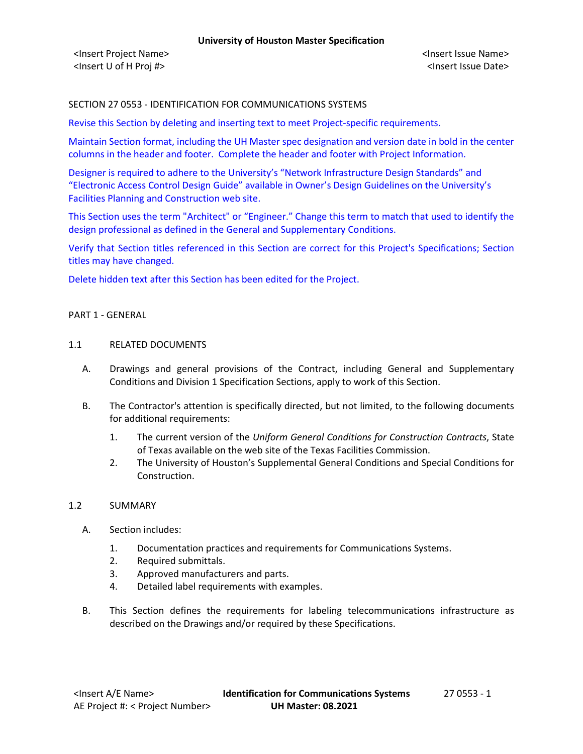SECTION 27 0553 - IDENTIFICATION FOR COMMUNICATIONS SYSTEMS

Revise this Section by deleting and inserting text to meet Project-specific requirements.

Maintain Section format, including the UH Master spec designation and version date in bold in the center columns in the header and footer. Complete the header and footer with Project Information.

Designer is required to adhere to the University's "Network Infrastructure Design Standards" and "Electronic Access Control Design Guide" available in Owner's Design Guidelines on the University's Facilities Planning and Construction web site.

This Section uses the term "Architect" or "Engineer." Change this term to match that used to identify the design professional as defined in the General and Supplementary Conditions.

Verify that Section titles referenced in this Section are correct for this Project's Specifications; Section titles may have changed.

Delete hidden text after this Section has been edited for the Project.

## PART 1 - GENERAL

### 1.1 RELATED DOCUMENTS

A. Drawings and general provisions of the Contract, including General and Supplementary Conditions and Division 1 Specification Sections, apply to work of this Section.

B. The Contractor's attention is specifically directed, but not limited, to the following documents for additional requirements:

1. The current version of the *Uniform General Conditions for Construction Contracts*, State of Texas available on the web site of the Texas Facilities Commission.
2. The University of Houston's Supplemental General Conditions and Special Conditions for Construction.

### 1.2 SUMMARY

A. Section includes:

1. Documentation practices and requirements for Communications Systems.
2. Required submittals.
3. Approved manufacturers and parts.
4. Detailed label requirements with examples.

B. This Section defines the requirements for labeling telecommunications infrastructure as described on the Drawings and/or required by these Specifications.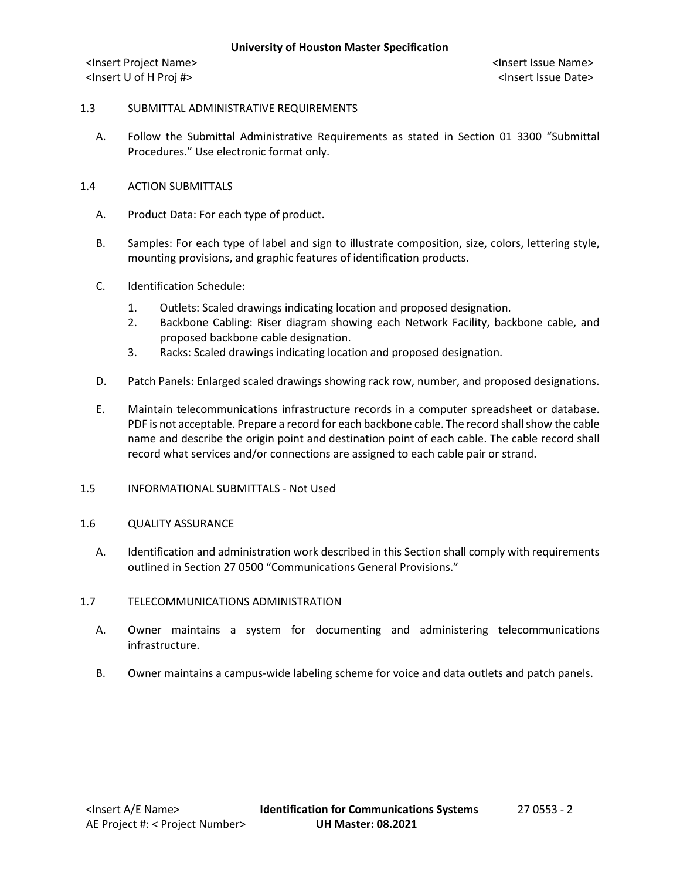## 1.3 SUBMITTAL ADMINISTRATIVE REQUIREMENTS

A. Follow the Submittal Administrative Requirements as stated in Section 01 3300 "Submittal Procedures." Use electronic format only.

## 1.4 ACTION SUBMITTALS

A. Product Data: For each type of product.

B. Samples: For each type of label and sign to illustrate composition, size, colors, lettering style, mounting provisions, and graphic features of identification products.

C. Identification Schedule:

1. Outlets: Scaled drawings indicating location and proposed designation.
2. Backbone Cabling: Riser diagram showing each Network Facility, backbone cable, and proposed backbone cable designation.
3. Racks: Scaled drawings indicating location and proposed designation.

D. Patch Panels: Enlarged scaled drawings showing rack row, number, and proposed designations.

E. Maintain telecommunications infrastructure records in a computer spreadsheet or database. PDF is not acceptable. Prepare a record for each backbone cable. The record shall show the cable name and describe the origin point and destination point of each cable. The cable record shall record what services and/or connections are assigned to each cable pair or strand.

## 1.5 INFORMATIONAL SUBMITTALS - Not Used

## 1.6 QUALITY ASSURANCE

A. Identification and administration work described in this Section shall comply with requirements outlined in Section 27 0500 "Communications General Provisions."

## 1.7 TELECOMMUNICATIONS ADMINISTRATION

A. Owner maintains a system for documenting and administering telecommunications infrastructure.

B. Owner maintains a campus-wide labeling scheme for voice and data outlets and patch panels.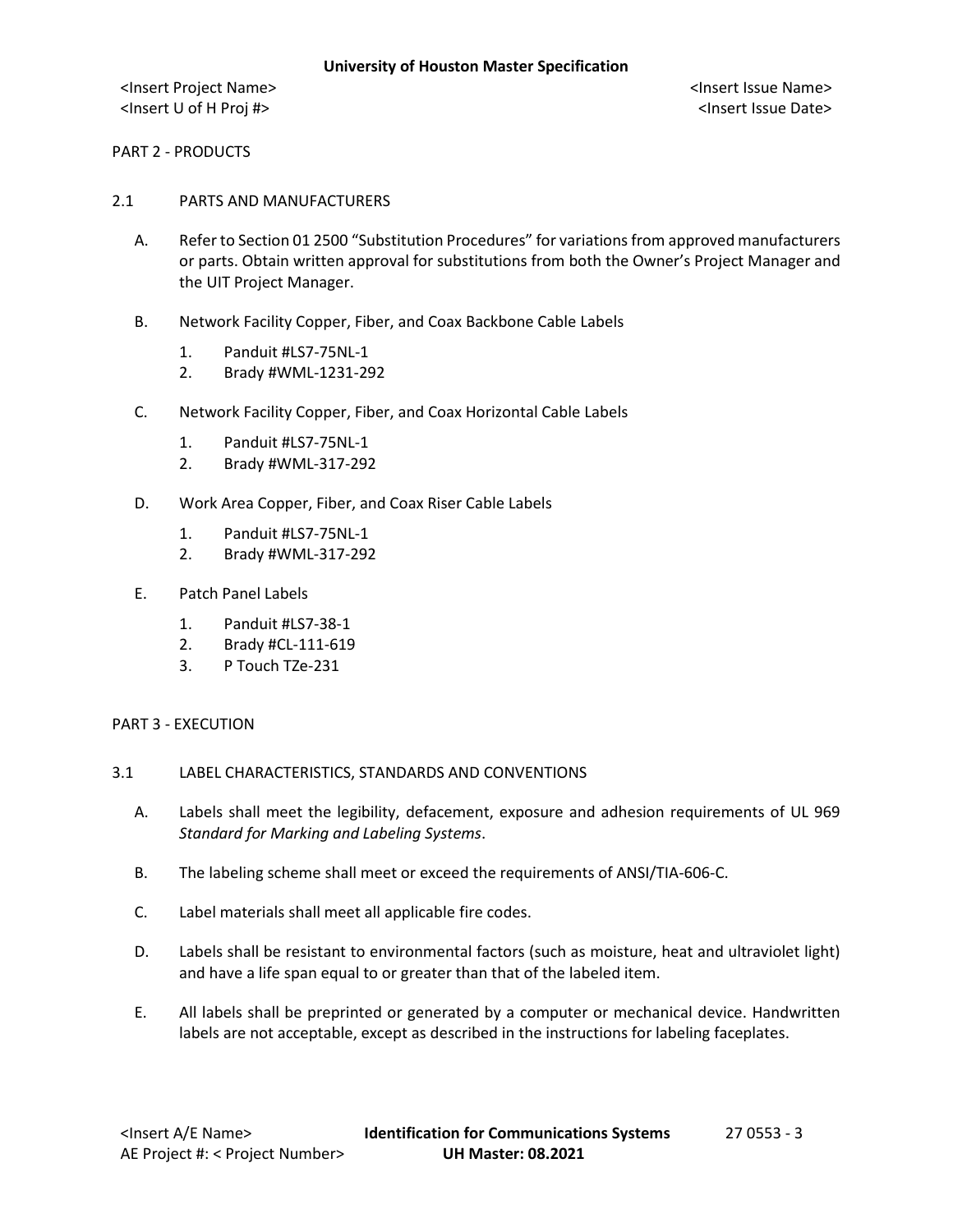## PART 2 - PRODUCTS

### 2.1 PARTS AND MANUFACTURERS

A. Refer to Section 01 2500 "Substitution Procedures" for variations from approved manufacturers or parts. Obtain written approval for substitutions from both the Owner's Project Manager and the UIT Project Manager.

B. Network Facility Copper, Fiber, and Coax Backbone Cable Labels

1. Panduit #LS7-75NL-1
2. Brady #WML-1231-292

C. Network Facility Copper, Fiber, and Coax Horizontal Cable Labels

1. Panduit #LS7-75NL-1
2. Brady #WML-317-292

D. Work Area Copper, Fiber, and Coax Riser Cable Labels

1. Panduit #LS7-75NL-1
2. Brady #WML-317-292

E. Patch Panel Labels

1. Panduit #LS7-38-1
2. Brady #CL-111-619
3. P Touch TZe-231

## PART 3 - EXECUTION

### 3.1 LABEL CHARACTERISTICS, STANDARDS AND CONVENTIONS

A. Labels shall meet the legibility, defacement, exposure and adhesion requirements of UL 969 *Standard for Marking and Labeling Systems*.

B. The labeling scheme shall meet or exceed the requirements of ANSI/TIA-606-C.

C. Label materials shall meet all applicable fire codes.

D. Labels shall be resistant to environmental factors (such as moisture, heat and ultraviolet light) and have a life span equal to or greater than that of the labeled item.

E. All labels shall be preprinted or generated by a computer or mechanical device. Handwritten labels are not acceptable, except as described in the instructions for labeling faceplates.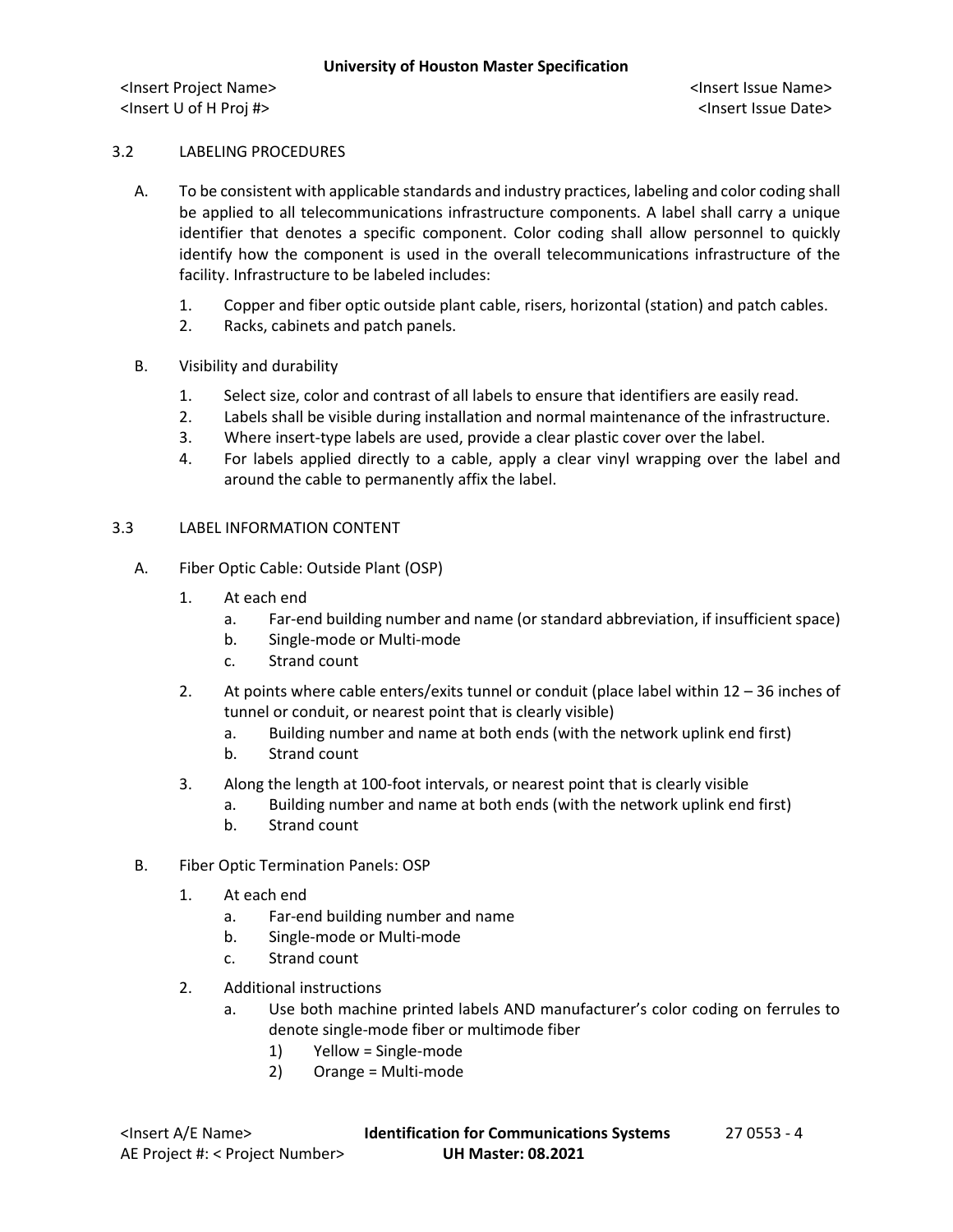## 3.2 LABELING PROCEDURES

A. To be consistent with applicable standards and industry practices, labeling and color coding shall be applied to all telecommunications infrastructure components. A label shall carry a unique identifier that denotes a specific component. Color coding shall allow personnel to quickly identify how the component is used in the overall telecommunications infrastructure of the facility. Infrastructure to be labeled includes:

   1. Copper and fiber optic outside plant cable, risers, horizontal (station) and patch cables.
   2. Racks, cabinets and patch panels.

B. Visibility and durability

   1. Select size, color and contrast of all labels to ensure that identifiers are easily read.
   2. Labels shall be visible during installation and normal maintenance of the infrastructure.
   3. Where insert-type labels are used, provide a clear plastic cover over the label.
   4. For labels applied directly to a cable, apply a clear vinyl wrapping over the label and around the cable to permanently affix the label.

## 3.3 LABEL INFORMATION CONTENT

A. Fiber Optic Cable: Outside Plant (OSP)

   1. At each end
      a. Far-end building number and name (or standard abbreviation, if insufficient space)
      b. Single-mode or Multi-mode
      c. Strand count
   2. At points where cable enters/exits tunnel or conduit (place label within 12 – 36 inches of tunnel or conduit, or nearest point that is clearly visible)
      a. Building number and name at both ends (with the network uplink end first)
      b. Strand count
   3. Along the length at 100-foot intervals, or nearest point that is clearly visible
      a. Building number and name at both ends (with the network uplink end first)
      b. Strand count

B. Fiber Optic Termination Panels: OSP

   1. At each end
      a. Far-end building number and name
      b. Single-mode or Multi-mode
      c. Strand count
   2. Additional instructions
      a. Use both machine printed labels AND manufacturer's color coding on ferrules to denote single-mode fiber or multimode fiber
         1) Yellow = Single-mode
         2) Orange = Multi-mode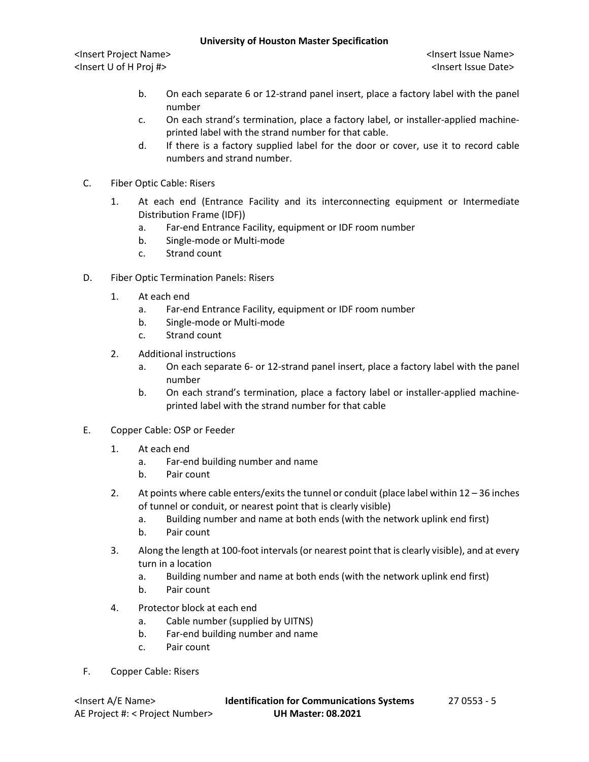b. On each separate 6 or 12-strand panel insert, place a factory label with the panel number
c. On each strand's termination, place a factory label, or installer-applied machine-printed label with the strand number for that cable.
d. If there is a factory supplied label for the door or cover, use it to record cable numbers and strand number.

C. Fiber Optic Cable: Risers

1. At each end (Entrance Facility and its interconnecting equipment or Intermediate Distribution Frame (IDF))
   a. Far-end Entrance Facility, equipment or IDF room number
   b. Single-mode or Multi-mode
   c. Strand count

D. Fiber Optic Termination Panels: Risers

1. At each end
   a. Far-end Entrance Facility, equipment or IDF room number
   b. Single-mode or Multi-mode
   c. Strand count
2. Additional instructions
   a. On each separate 6- or 12-strand panel insert, place a factory label with the panel number
   b. On each strand's termination, place a factory label or installer-applied machine-printed label with the strand number for that cable

E. Copper Cable: OSP or Feeder

1. At each end
   a. Far-end building number and name
   b. Pair count
2. At points where cable enters/exits the tunnel or conduit (place label within 12 – 36 inches of tunnel or conduit, or nearest point that is clearly visible)
   a. Building number and name at both ends (with the network uplink end first)
   b. Pair count
3. Along the length at 100-foot intervals (or nearest point that is clearly visible), and at every turn in a location
   a. Building number and name at both ends (with the network uplink end first)
   b. Pair count
4. Protector block at each end
   a. Cable number (supplied by UITNS)
   b. Far-end building number and name
   c. Pair count

F. Copper Cable: Risers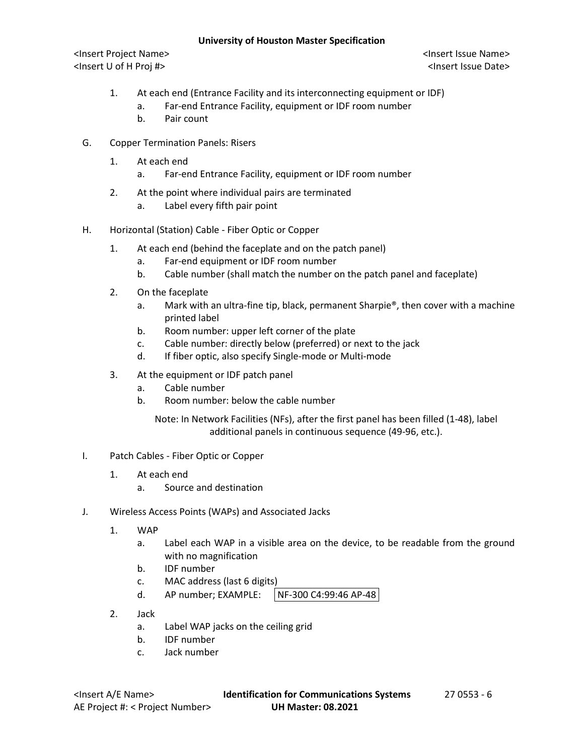1. At each end (Entrance Facility and its interconnecting equipment or IDF)
    a. Far-end Entrance Facility, equipment or IDF room number
    b. Pair count

G. Copper Termination Panels: Risers

1. At each end
    a. Far-end Entrance Facility, equipment or IDF room number

2. At the point where individual pairs are terminated
    a. Label every fifth pair point

H. Horizontal (Station) Cable - Fiber Optic or Copper

1. At each end (behind the faceplate and on the patch panel)
    a. Far-end equipment or IDF room number
    b. Cable number (shall match the number on the patch panel and faceplate)

2. On the faceplate
    a. Mark with an ultra-fine tip, black, permanent Sharpie®, then cover with a machine printed label
    b. Room number: upper left corner of the plate
    c. Cable number: directly below (preferred) or next to the jack
    d. If fiber optic, also specify Single-mode or Multi-mode

3. At the equipment or IDF patch panel
    a. Cable number
    b. Room number: below the cable number

    Note: In Network Facilities (NFs), after the first panel has been filled (1-48), label additional panels in continuous sequence (49-96, etc.).

I. Patch Cables - Fiber Optic or Copper

1. At each end
    a. Source and destination

J. Wireless Access Points (WAPs) and Associated Jacks

1. WAP
    a. Label each WAP in a visible area on the device, to be readable from the ground with no magnification
    b. IDF number
    c. MAC address (last 6 digits)
    d. AP number; EXAMPLE: `NF-300 C4:99:46 AP-48`

2. Jack
    a. Label WAP jacks on the ceiling grid
    b. IDF number
    c. Jack number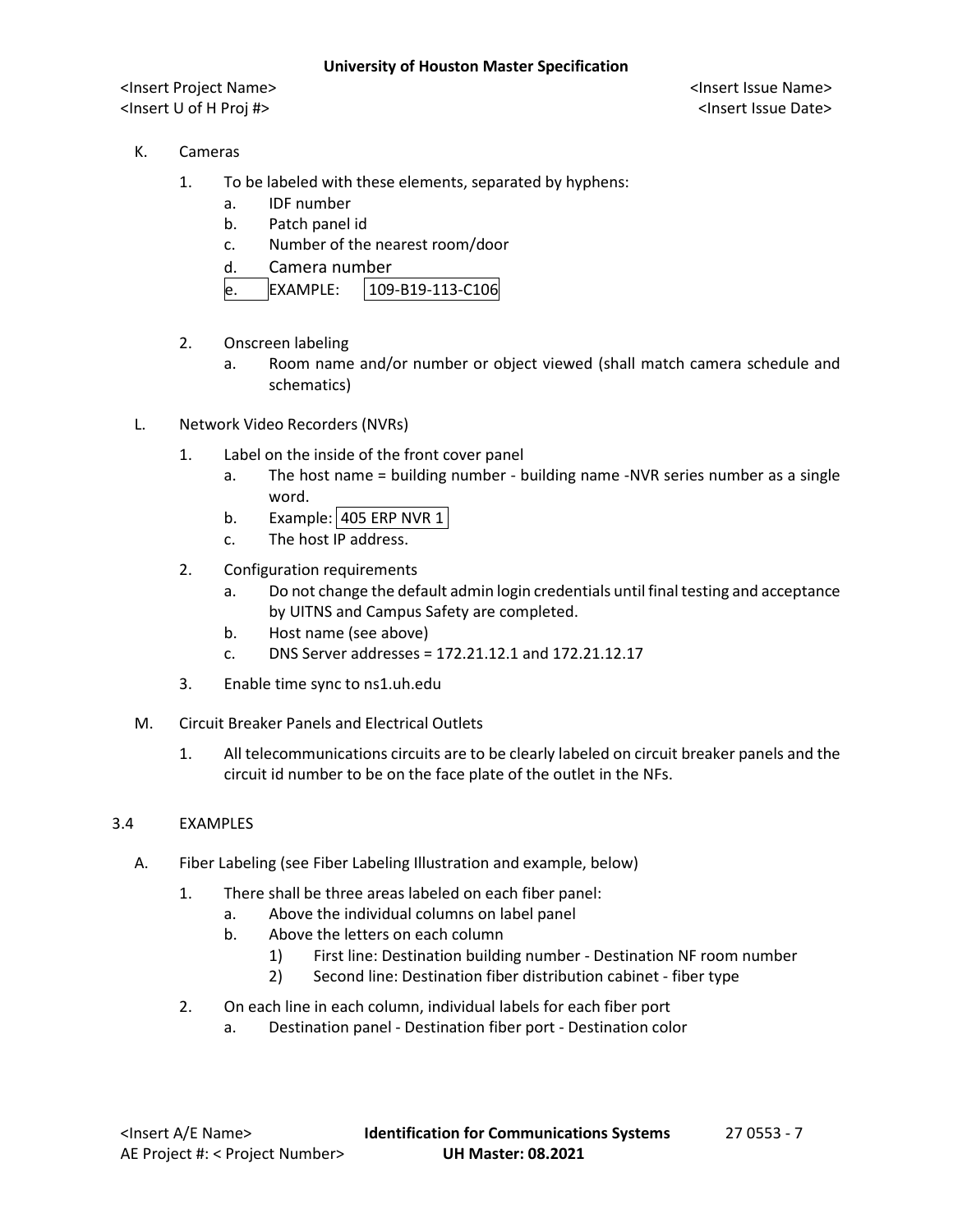K. Cameras

1. To be labeled with these elements, separated by hyphens:
   a. IDF number
   b. Patch panel id
   c. Number of the nearest room/door
   d. Camera number
   e. EXAMPLE: 109-B19-113-C106

2. Onscreen labeling
   a. Room name and/or number or object viewed (shall match camera schedule and schematics)

L. Network Video Recorders (NVRs)

1. Label on the inside of the front cover panel
   a. The host name = building number - building name -NVR series number as a single word.
   b. Example: 405 ERP NVR 1
   c. The host IP address.

2. Configuration requirements
   a. Do not change the default admin login credentials until final testing and acceptance by UITNS and Campus Safety are completed.
   b. Host name (see above)
   c. DNS Server addresses = 172.21.12.1 and 172.21.12.17

3. Enable time sync to ns1.uh.edu

M. Circuit Breaker Panels and Electrical Outlets

1. All telecommunications circuits are to be clearly labeled on circuit breaker panels and the circuit id number to be on the face plate of the outlet in the NFs.

## 3.4 EXAMPLES

A. Fiber Labeling (see Fiber Labeling Illustration and example, below)

1. There shall be three areas labeled on each fiber panel:
   a. Above the individual columns on label panel
   b. Above the letters on each column
      1) First line: Destination building number - Destination NF room number
      2) Second line: Destination fiber distribution cabinet - fiber type

2. On each line in each column, individual labels for each fiber port
   a. Destination panel - Destination fiber port - Destination color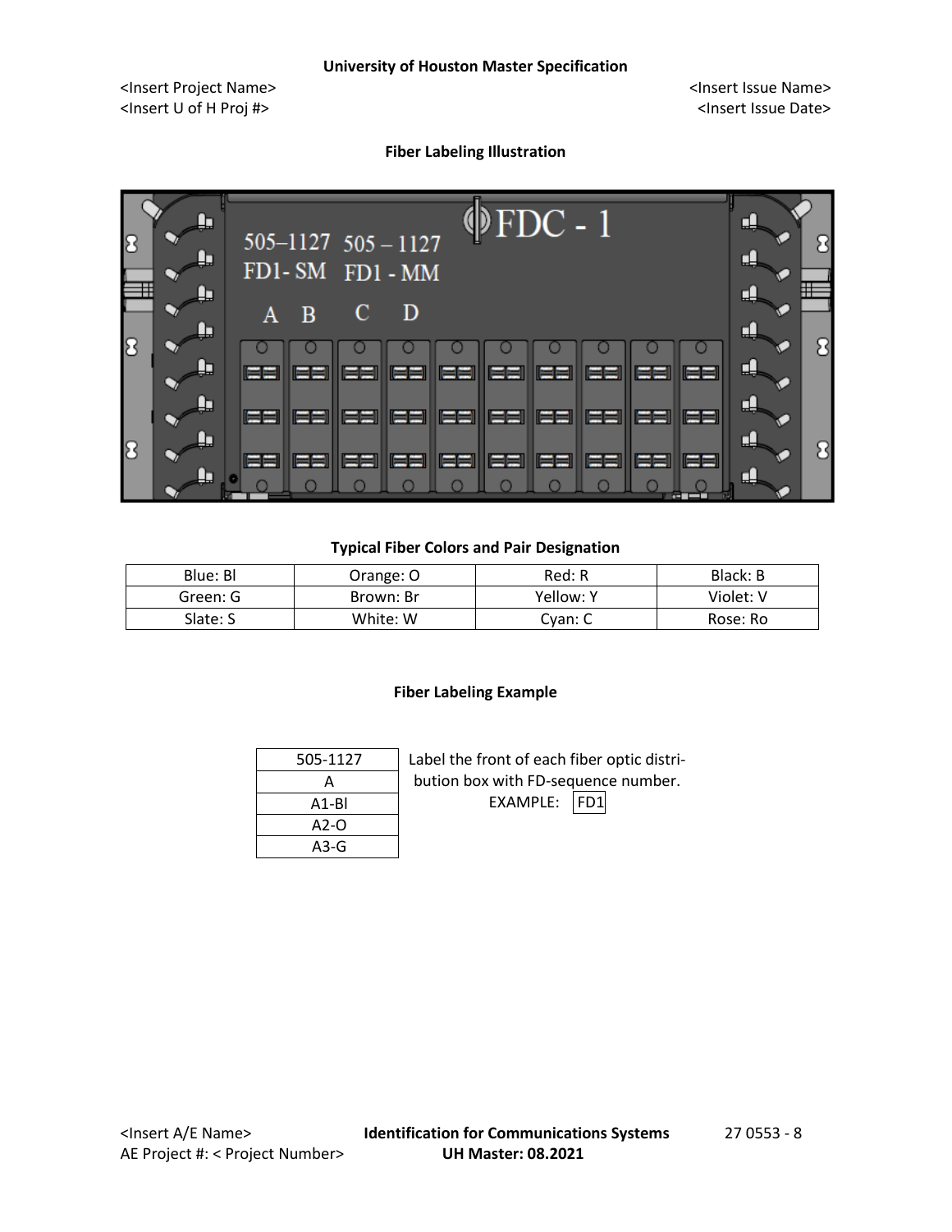### Fiber Labeling Illustration

505–1127 505 – 1127
FD1- SM FD1 - MM
FDC - 1
A B C D

### Typical Fiber Colors and Pair Designation

| Blue: Bl | Orange: O | Red: R | Black: B |
|---|---|---|---|
| Green: G | Brown: Br | Yellow: Y | Violet: V |
| Slate: S | White: W | Cyan: C | Rose: Ro |

### Fiber Labeling Example

| 505-1127 |
|---|
| A |
| A1-Bl |
| A2-O |
| A3-G |

Label the front of each fiber optic distribution box with FD-sequence number.
EXAMPLE: FD1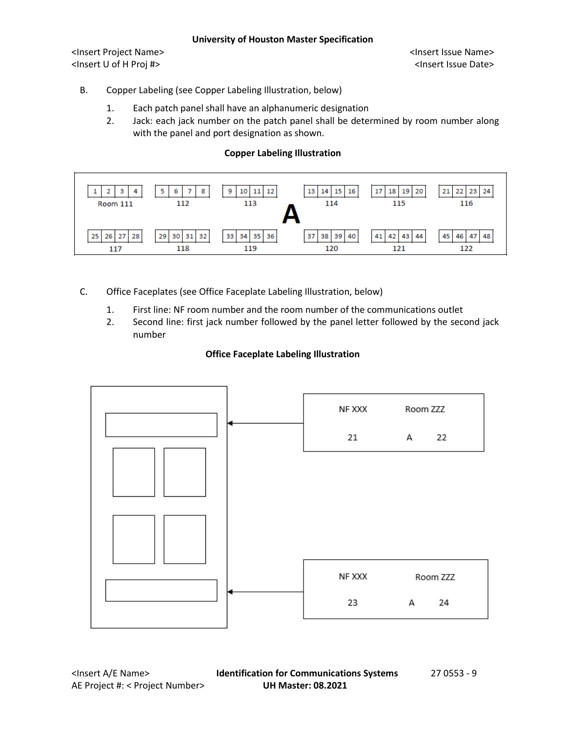B. Copper Labeling (see Copper Labeling Illustration, below)

1. Each patch panel shall have an alphanumeric designation
2. Jack: each jack number on the patch panel shall be determined by room number along with the panel and port designation as shown.

**Copper Labeling Illustration**

| 1 | 2 | 3 | 4 | 5 | 6 | 7 | 8 | 9 | 10 | 11 | 12 | | 13 | 14 | 15 | 16 | 17 | 18 | 19 | 20 | 21 | 22 | 23 | 24 |
|---|---|---|---|---|---|---|---|---|---|---|---|---|---|---|---|---|---|---|---|---|---|---|---|---|
| Room 111 | | | | 112 | | | | 113 | | | | **A** | 114 | | | | 115 | | | | 116 | | | |
| 25 | 26 | 27 | 28 | 29 | 30 | 31 | 32 | 33 | 34 | 35 | 36 | | 37 | 38 | 39 | 40 | 41 | 42 | 43 | 44 | 45 | 46 | 47 | 48 |
| 117 | | | | 118 | | | | 119 | | | | | 120 | | | | 121 | | | | 122 | | | |

C. Office Faceplates (see Office Faceplate Labeling Illustration, below)

1. First line: NF room number and the room number of the communications outlet
2. Second line: first jack number followed by the panel letter followed by the second jack number

**Office Faceplate Labeling Illustration**

Top label:

| NF XXX | Room ZZZ | |
|---|---|---|
| 21 | A | 22 |

Bottom label:

| NF XXX | Room ZZZ | |
|---|---|---|
| 23 | A | 24 |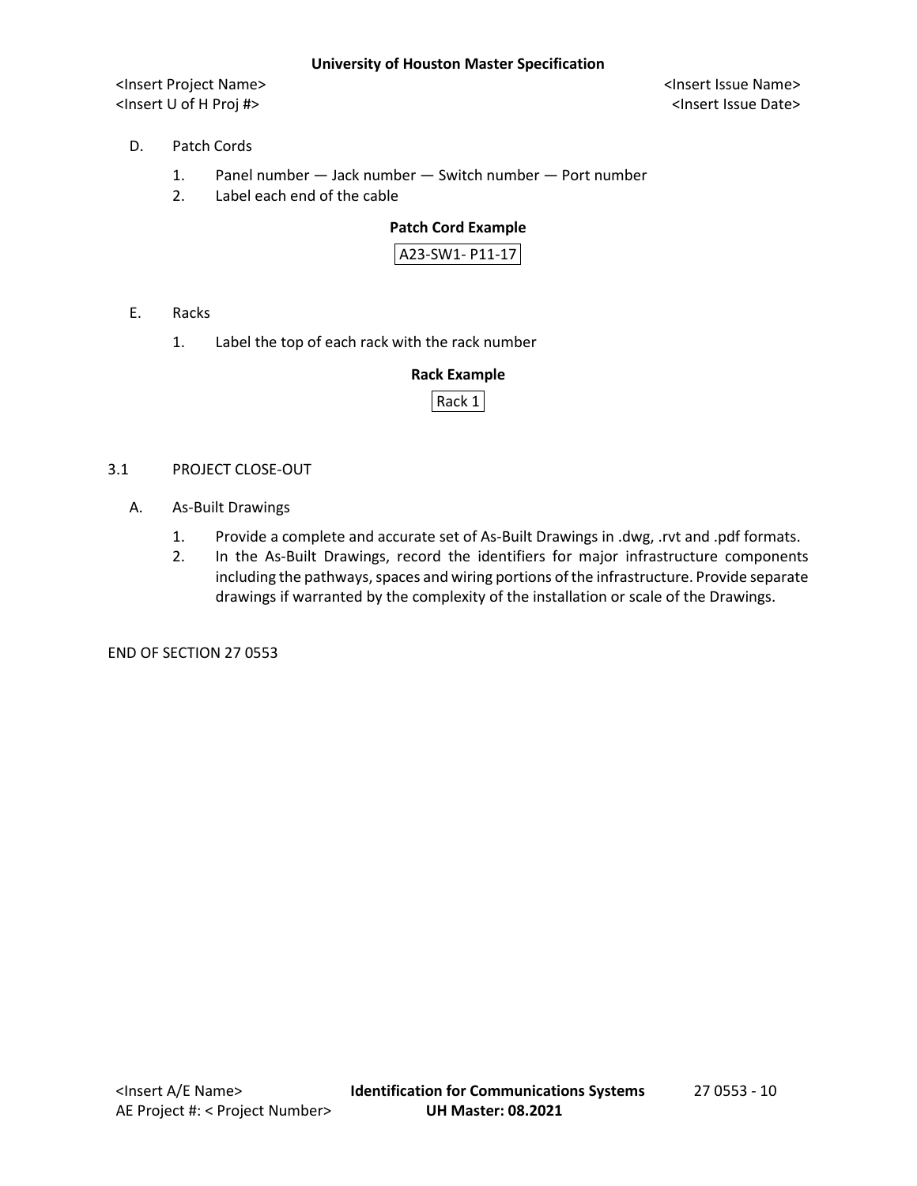D. Patch Cords

1. Panel number — Jack number — Switch number — Port number
2. Label each end of the cable

**Patch Cord Example**

A23-SW1- P11-17

E. Racks

1. Label the top of each rack with the rack number

**Rack Example**

Rack 1

3.1 PROJECT CLOSE-OUT

A. As-Built Drawings

1. Provide a complete and accurate set of As-Built Drawings in .dwg, .rvt and .pdf formats.
2. In the As-Built Drawings, record the identifiers for major infrastructure components including the pathways, spaces and wiring portions of the infrastructure. Provide separate drawings if warranted by the complexity of the installation or scale of the Drawings.

END OF SECTION 27 0553